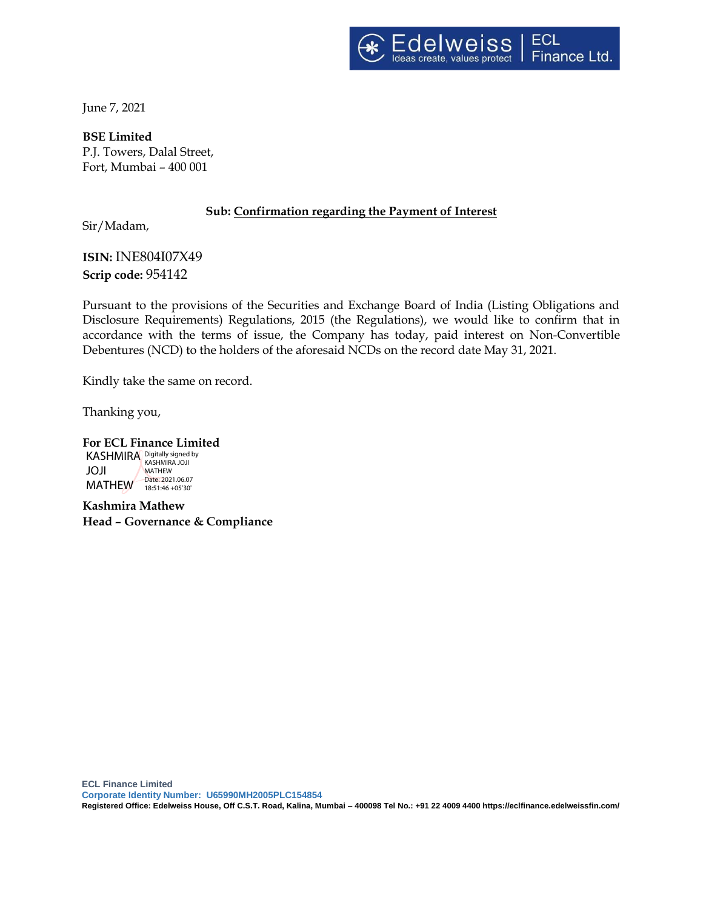Edelweiss | ECL Finance Ltd.
Ideas create, values protect

June 7, 2021

**BSE Limited**
P.J. Towers, Dalal Street,
Fort, Mumbai – 400 001

**Sub: Confirmation regarding the Payment of Interest**

Sir/Madam,

**ISIN:** INE804I07X49
**Scrip code:** 954142

Pursuant to the provisions of the Securities and Exchange Board of India (Listing Obligations and Disclosure Requirements) Regulations, 2015 (the Regulations), we would like to confirm that in accordance with the terms of issue, the Company has today, paid interest on Non-Convertible Debentures (NCD) to the holders of the aforesaid NCDs on the record date May 31, 2021.

Kindly take the same on record.

Thanking you,

**For ECL Finance Limited**

KASHMIRA JOJI MATHEW
Digitally signed by KASHMIRA JOJI MATHEW
Date: 2021.06.07 18:51:46 +05'30'

**Kashmira Mathew**
**Head – Governance & Compliance**

**ECL Finance Limited**
**Corporate Identity Number: U65990MH2005PLC154854**
**Registered Office: Edelweiss House, Off C.S.T. Road, Kalina, Mumbai – 400098 Tel No.: +91 22 4009 4400 https://eclfinance.edelweissfin.com/**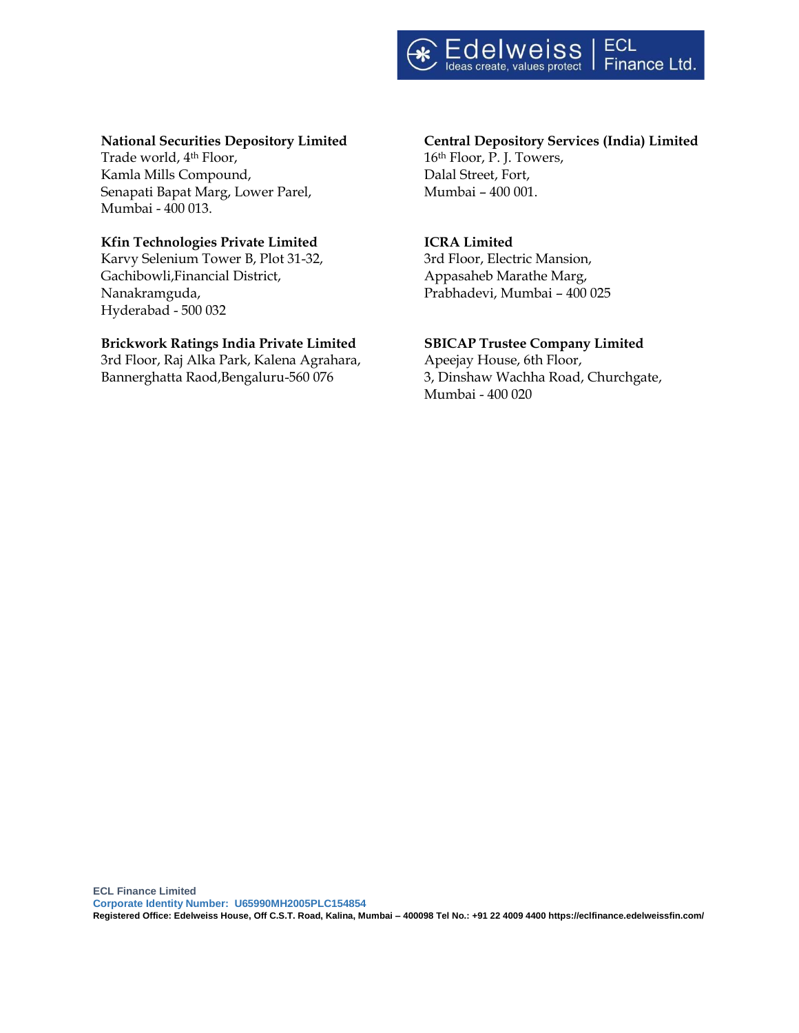**National Securities Depository Limited**
Trade world, 4th Floor,
Kamla Mills Compound,
Senapati Bapat Marg, Lower Parel,
Mumbai - 400 013.

**Central Depository Services (India) Limited**
16th Floor, P. J. Towers,
Dalal Street, Fort,
Mumbai – 400 001.

**Kfin Technologies Private Limited**
Karvy Selenium Tower B, Plot 31-32,
Gachibowli,Financial District,
Nanakramguda,
Hyderabad - 500 032

**ICRA Limited**
3rd Floor, Electric Mansion,
Appasaheb Marathe Marg,
Prabhadevi, Mumbai – 400 025

**Brickwork Ratings India Private Limited**
3rd Floor, Raj Alka Park, Kalena Agrahara,
Bannerghatta Raod,Bengaluru-560 076

**SBICAP Trustee Company Limited**
Apeejay House, 6th Floor,
3, Dinshaw Wachha Road, Churchgate,
Mumbai - 400 020

**ECL Finance Limited**
**Corporate Identity Number: U65990MH2005PLC154854**
**Registered Office: Edelweiss House, Off C.S.T. Road, Kalina, Mumbai – 400098 Tel No.: +91 22 4009 4400 https://eclfinance.edelweissfin.com/**